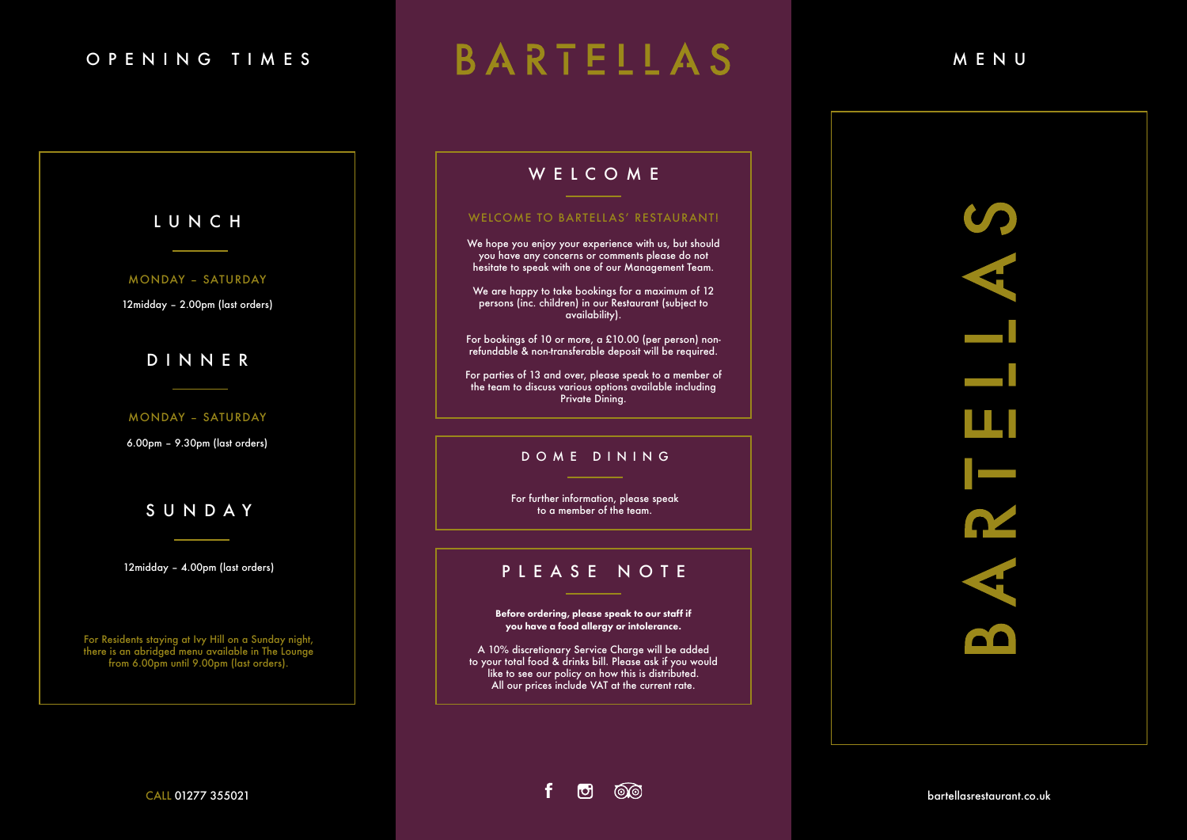# OPENING TIMES

## LUNCH

MONDAY – SATURDAY

12midday – 2.00pm (last orders)

## DINNER

MONDAY – SATURDAY

6.00pm – 9.30pm (last orders)

## SUNDAY

12midday – 4.00pm (last orders)

For Residents staying at Ivy Hill on a Sunday night, there is an abridged menu available in The Lounge from 6.00pm until 9.00pm (last orders).

CALL 01277 355021

# BARTELLAS

## WELCOME

WELCOME TO BARTELLAS' RESTAURANT!

We hope you enjoy your experience with us, but should you have any concerns or comments please do not hesitate to speak with one of our Management Team.

We are happy to take bookings for a maximum of 12 persons (inc. children) in our Restaurant (subject to availability).

For bookings of 10 or more, a £10.00 (per person) non-refundable & non-transferable deposit will be required.

For parties of 13 and over, please speak to a member of the team to discuss various options available including Private Dining.

## DOME DINING

For further information, please speak to a member of the team.

## PLEASE NOTE

**Before ordering, please speak to our staff if you have a food allergy or intolerance.**

A 10% discretionary Service Charge will be added to your total food & drinks bill. Please ask if you would like to see our policy on how this is distributed.
All our prices include VAT at the current rate.

# MENU

BARTELLAS

bartellasrestaurant.co.uk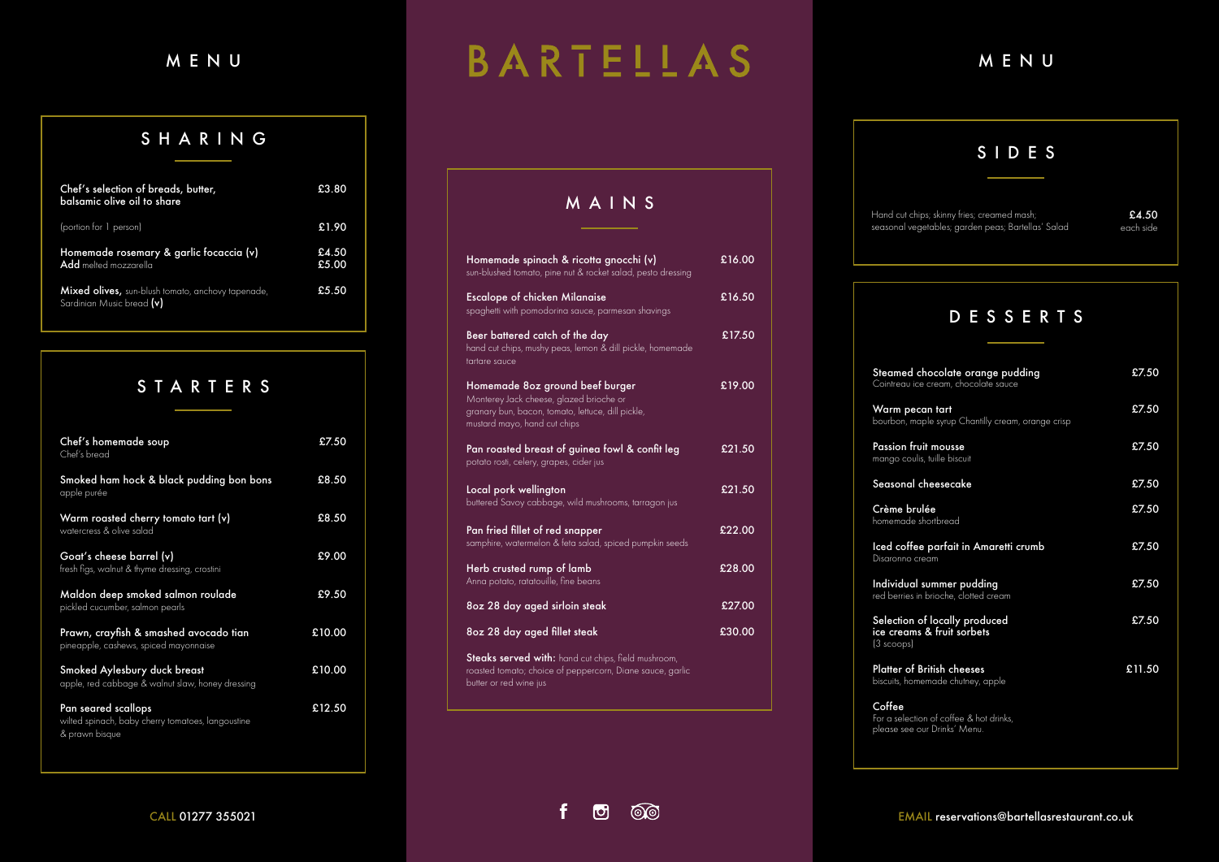# BARTELLAS

## MENU

### SHARING

| | |
|---|---|
| **Chef's selection of breads, butter, balsamic olive oil to share** | £3.80 |
| (portion for 1 person) | £1.90 |
| **Homemade rosemary & garlic focaccia (v)** | £4.50 |
| **Add** melted mozzarella | £5.00 |
| **Mixed olives,** sun-blush tomato, anchovy tapenade, Sardinian Music bread **(v)** | £5.50 |

### STARTERS

| | |
|---|---|
| **Chef's homemade soup**<br>Chef's bread | £7.50 |
| **Smoked ham hock & black pudding bon bons**<br>apple purée | £8.50 |
| **Warm roasted cherry tomato tart (v)**<br>watercress & olive salad | £8.50 |
| **Goat's cheese barrel (v)**<br>fresh figs, walnut & thyme dressing, crostini | £9.00 |
| **Maldon deep smoked salmon roulade**<br>pickled cucumber, salmon pearls | £9.50 |
| **Prawn, crayfish & smashed avocado tian**<br>pineapple, cashews, spiced mayonnaise | £10.00 |
| **Smoked Aylesbury duck breast**<br>apple, red cabbage & walnut slaw, honey dressing | £10.00 |
| **Pan seared scallops**<br>wilted spinach, baby cherry tomatoes, langoustine & prawn bisque | £12.50 |

### MAINS

| | |
|---|---|
| **Homemade spinach & ricotta gnocchi (v)**<br>sun-blushed tomato, pine nut & rocket salad, pesto dressing | £16.00 |
| **Escalope of chicken Milanaise**<br>spaghetti with pomodorina sauce, parmesan shavings | £16.50 |
| **Beer battered catch of the day**<br>hand cut chips, mushy peas, lemon & dill pickle, homemade tartare sauce | £17.50 |
| **Homemade 8oz ground beef burger**<br>Monterey Jack cheese, glazed brioche or granary bun, bacon, tomato, lettuce, dill pickle, mustard mayo, hand cut chips | £19.00 |
| **Pan roasted breast of guinea fowl & confit leg**<br>potato rosti, celery, grapes, cider jus | £21.50 |
| **Local pork wellington**<br>buttered Savoy cabbage, wild mushrooms, tarragon jus | £21.50 |
| **Pan fried fillet of red snapper**<br>samphire, watermelon & feta salad, spiced pumpkin seeds | £22.00 |
| **Herb crusted rump of lamb**<br>Anna potato, ratatouille, fine beans | £28.00 |
| **8oz 28 day aged sirloin steak** | £27.00 |
| **8oz 28 day aged fillet steak** | £30.00 |

**Steaks served with:** hand cut chips, field mushroom, roasted tomato; choice of peppercorn, Diane sauce, garlic butter or red wine jus

## MENU

### SIDES

| | |
|---|---|
| Hand cut chips; skinny fries; creamed mash; seasonal vegetables; garden peas; Bartellas' Salad | **£4.50** each side |

### DESSERTS

| | |
|---|---|
| **Steamed chocolate orange pudding**<br>Cointreau ice cream, chocolate sauce | £7.50 |
| **Warm pecan tart**<br>bourbon, maple syrup Chantilly cream, orange crisp | £7.50 |
| **Passion fruit mousse**<br>mango coulis, tuille biscuit | £7.50 |
| **Seasonal cheesecake** | £7.50 |
| **Crème brûlée**<br>homemade shortbread | £7.50 |
| **Iced coffee parfait in Amaretti crumb**<br>Disaronno cream | £7.50 |
| **Individual summer pudding**<br>red berries in brioche, clotted cream | £7.50 |
| **Selection of locally produced ice creams & fruit sorbets**<br>(3 scoops) | £7.50 |
| **Platter of British cheeses**<br>biscuits, homemade chutney, apple | £11.50 |
| **Coffee**<br>For a selection of coffee & hot drinks, please see our Drinks' Menu. | |

CALL 01277 355021

EMAIL reservations@bartellasrestaurant.co.uk